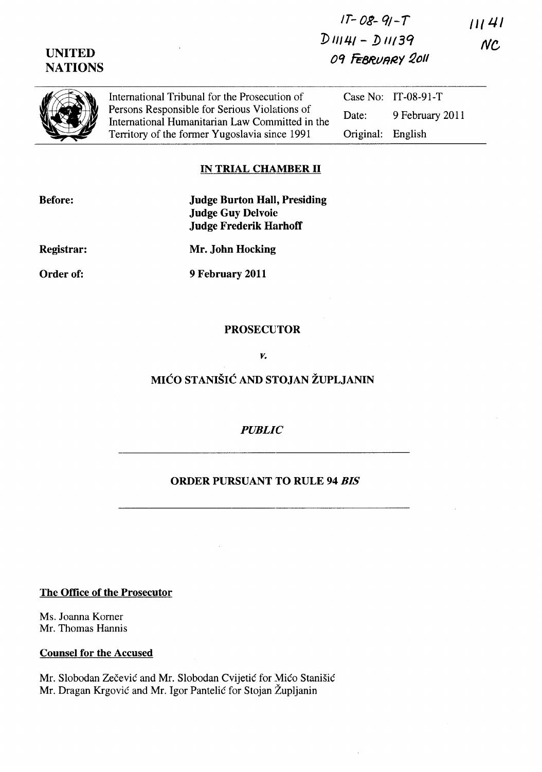IT-08-91-T
D11141 - D11139
09 FEBRUARY 2011

11141
NC

UNITED
NATIONS

International Tribunal for the Prosecution of Persons Responsible for Serious Violations of International Humanitarian Law Committed in the Territory of the former Yugoslavia since 1991

Case No: IT-08-91-T
Date: 9 February 2011
Original: English

## IN TRIAL CHAMBER II

**Before:**
**Judge Burton Hall, Presiding**
**Judge Guy Delvoie**
**Judge Frederik Harhoff**

**Registrar:** **Mr. John Hocking**

**Order of:** **9 February 2011**

**PROSECUTOR**

*v.*

**MIĆO STANIŠIĆ AND STOJAN ŽUPLJANIN**

*PUBLIC*

**ORDER PURSUANT TO RULE 94 *BIS***

**The Office of the Prosecutor**

Ms. Joanna Korner
Mr. Thomas Hannis

**Counsel for the Accused**

Mr. Slobodan Zečević and Mr. Slobodan Cvijetić for Mićo Stanišić
Mr. Dragan Krgović and Mr. Igor Pantelić for Stojan Župljanin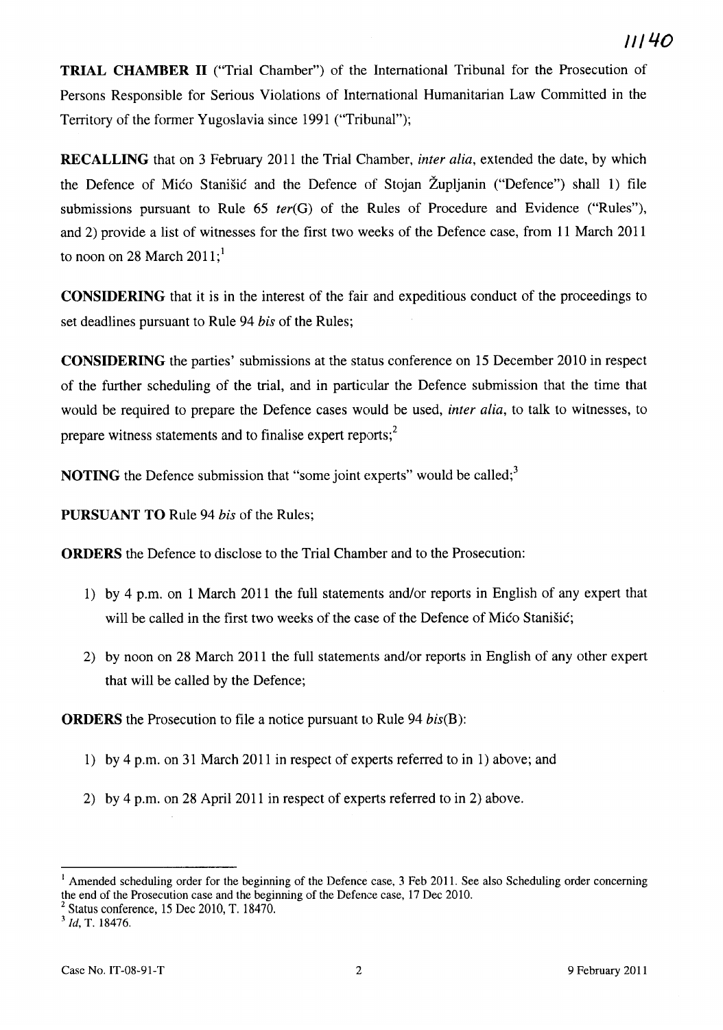**TRIAL CHAMBER II** ("Trial Chamber") of the International Tribunal for the Prosecution of Persons Responsible for Serious Violations of International Humanitarian Law Committed in the Territory of the former Yugoslavia since 1991 ("Tribunal");

**RECALLING** that on 3 February 2011 the Trial Chamber, *inter alia*, extended the date, by which the Defence of Mićo Stanišić and the Defence of Stojan Župljanin ("Defence") shall 1) file submissions pursuant to Rule 65 *ter*(G) of the Rules of Procedure and Evidence ("Rules"), and 2) provide a list of witnesses for the first two weeks of the Defence case, from 11 March 2011 to noon on 28 March 2011;[1]

**CONSIDERING** that it is in the interest of the fair and expeditious conduct of the proceedings to set deadlines pursuant to Rule 94 *bis* of the Rules;

**CONSIDERING** the parties' submissions at the status conference on 15 December 2010 in respect of the further scheduling of the trial, and in particular the Defence submission that the time that would be required to prepare the Defence cases would be used, *inter alia*, to talk to witnesses, to prepare witness statements and to finalise expert reports;[2]

**NOTING** the Defence submission that "some joint experts" would be called;[3]

**PURSUANT TO** Rule 94 *bis* of the Rules;

**ORDERS** the Defence to disclose to the Trial Chamber and to the Prosecution:

1) by 4 p.m. on 1 March 2011 the full statements and/or reports in English of any expert that will be called in the first two weeks of the case of the Defence of Mićo Stanišić;

2) by noon on 28 March 2011 the full statements and/or reports in English of any other expert that will be called by the Defence;

**ORDERS** the Prosecution to file a notice pursuant to Rule 94 *bis*(B):

1) by 4 p.m. on 31 March 2011 in respect of experts referred to in 1) above; and

2) by 4 p.m. on 28 April 2011 in respect of experts referred to in 2) above.

---

[1] Amended scheduling order for the beginning of the Defence case, 3 Feb 2011. See also Scheduling order concerning the end of the Prosecution case and the beginning of the Defence case, 17 Dec 2010.

[2] Status conference, 15 Dec 2010, T. 18470.

[3] *Id*, T. 18476.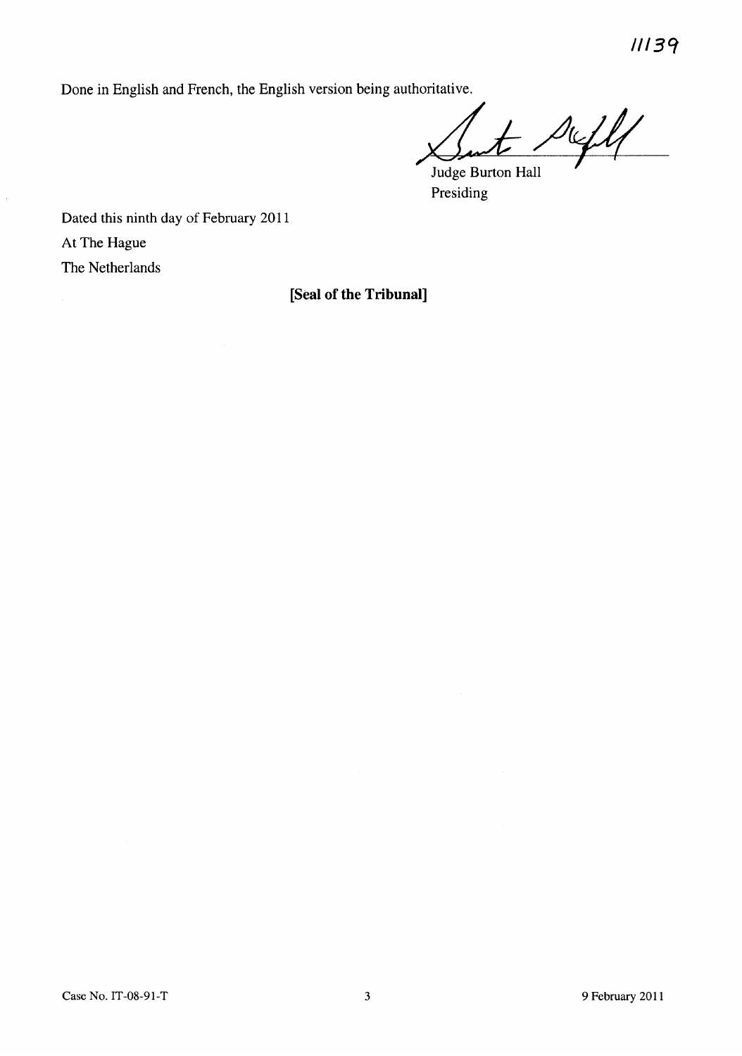Done in English and French, the English version being authoritative.

Judge Burton Hall

Presiding

Dated this ninth day of February 2011

At The Hague

The Netherlands

**[Seal of the Tribunal]**